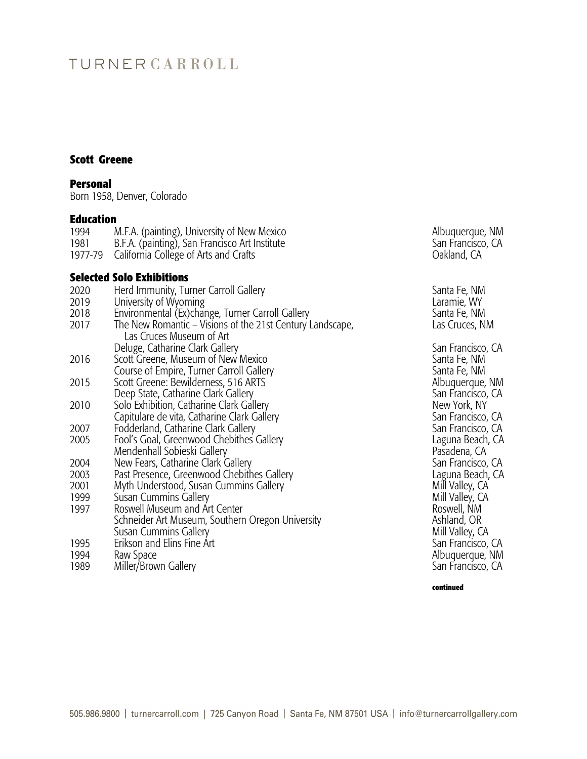# TURNER CARROLL

## Scott Greene

### Personal

Born 1958, Denver, Colorado

### Education

| | | |
|---|---|---|
| 1994 | M.F.A. (painting), University of New Mexico | Albuquerque, NM |
| 1981 | B.F.A. (painting), San Francisco Art Institute | San Francisco, CA |
| 1977-79 | California College of Arts and Crafts | Oakland, CA |

### Selected Solo Exhibitions

| | | |
|---|---|---|
| 2020 | Herd Immunity, Turner Carroll Gallery | Santa Fe, NM |
| 2019 | University of Wyoming | Laramie, WY |
| 2018 | Environmental (Ex)change, Turner Carroll Gallery | Santa Fe, NM |
| 2017 | The New Romantic – Visions of the 21st Century Landscape, Las Cruces Museum of Art | Las Cruces, NM |
| | Deluge, Catharine Clark Gallery | San Francisco, CA |
| 2016 | Scott Greene, Museum of New Mexico | Santa Fe, NM |
| | Course of Empire, Turner Carroll Gallery | Santa Fe, NM |
| 2015 | Scott Greene: Bewilderness, 516 ARTS | Albuquerque, NM |
| | Deep State, Catharine Clark Gallery | San Francisco, CA |
| 2010 | Solo Exhibition, Catharine Clark Gallery | New York, NY |
| | Capitulare de vita, Catharine Clark Gallery | San Francisco, CA |
| 2007 | Fodderland, Catharine Clark Gallery | San Francisco, CA |
| 2005 | Fool's Goal, Greenwood Chebithes Gallery | Laguna Beach, CA |
| | Mendenhall Sobieski Gallery | Pasadena, CA |
| 2004 | New Fears, Catharine Clark Gallery | San Francisco, CA |
| 2003 | Past Presence, Greenwood Chebithes Gallery | Laguna Beach, CA |
| 2001 | Myth Understood, Susan Cummins Gallery | Mill Valley, CA |
| 1999 | Susan Cummins Gallery | Mill Valley, CA |
| 1997 | Roswell Museum and Art Center | Roswell, NM |
| | Schneider Art Museum, Southern Oregon University | Ashland, OR |
| | Susan Cummins Gallery | Mill Valley, CA |
| 1995 | Erikson and Elins Fine Art | San Francisco, CA |
| 1994 | Raw Space | Albuquerque, NM |
| 1989 | Miller/Brown Gallery | San Francisco, CA |

**continued**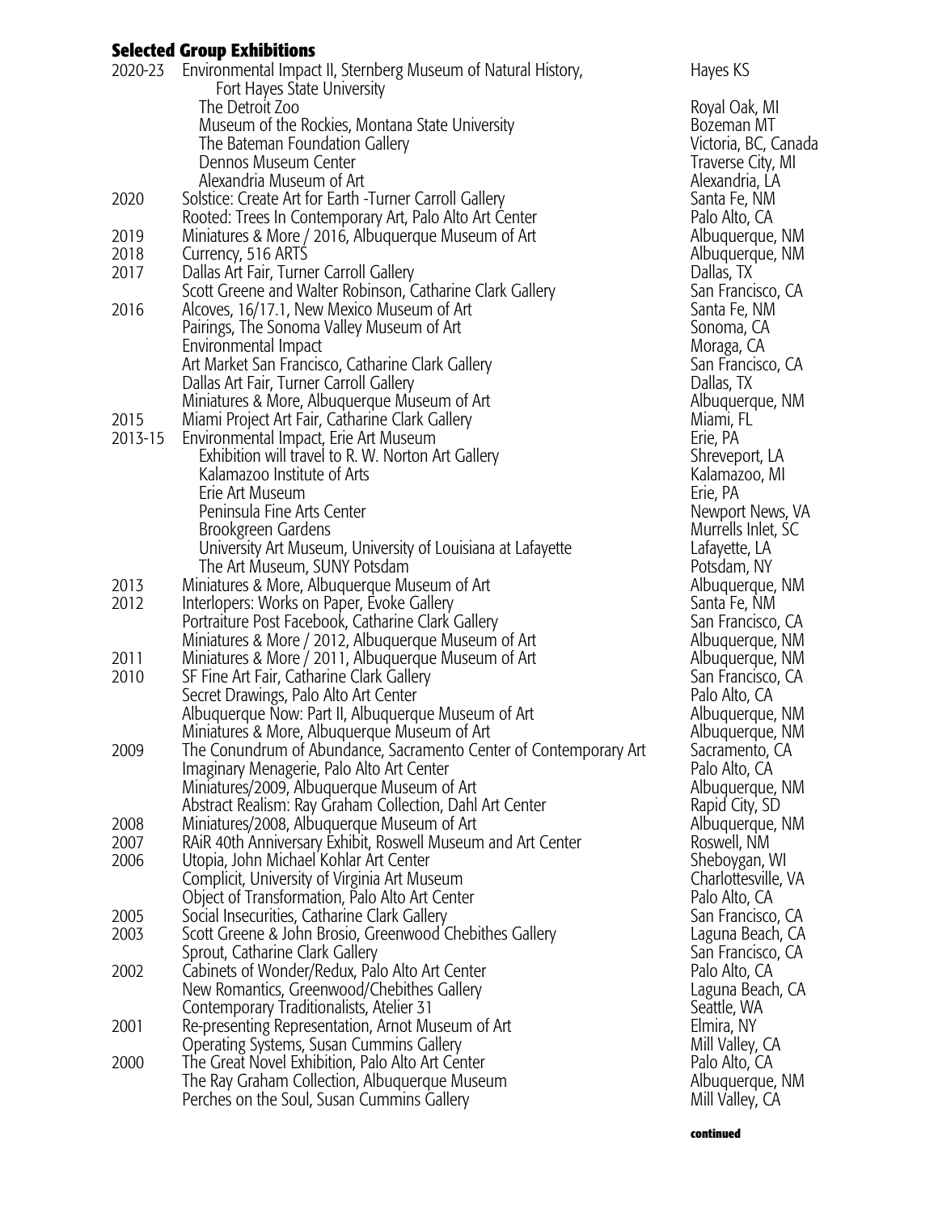## Selected Group Exhibitions

| Year | Exhibition | Location |
|---|---|---|
| 2020-23 | Environmental Impact II, Sternberg Museum of Natural History, Fort Hayes State University | Hayes KS |
| | The Detroit Zoo | Royal Oak, MI |
| | Museum of the Rockies, Montana State University | Bozeman MT |
| | The Bateman Foundation Gallery | Victoria, BC, Canada |
| | Dennos Museum Center | Traverse City, MI |
| | Alexandria Museum of Art | Alexandria, LA |
| 2020 | Solstice: Create Art for Earth -Turner Carroll Gallery | Santa Fe, NM |
| | Rooted: Trees In Contemporary Art, Palo Alto Art Center | Palo Alto, CA |
| 2019 | Miniatures & More / 2016, Albuquerque Museum of Art | Albuquerque, NM |
| 2018 | Currency, 516 ARTS | Albuquerque, NM |
| 2017 | Dallas Art Fair, Turner Carroll Gallery | Dallas, TX |
| | Scott Greene and Walter Robinson, Catharine Clark Gallery | San Francisco, CA |
| 2016 | Alcoves, 16/17.1, New Mexico Museum of Art | Santa Fe, NM |
| | Pairings, The Sonoma Valley Museum of Art | Sonoma, CA |
| | Environmental Impact | Moraga, CA |
| | Art Market San Francisco, Catharine Clark Gallery | San Francisco, CA |
| | Dallas Art Fair, Turner Carroll Gallery | Dallas, TX |
| | Miniatures & More, Albuquerque Museum of Art | Albuquerque, NM |
| 2015 | Miami Project Art Fair, Catharine Clark Gallery | Miami, FL |
| 2013-15 | Environmental Impact, Erie Art Museum | Erie, PA |
| | Exhibition will travel to R. W. Norton Art Gallery | Shreveport, LA |
| | Kalamazoo Institute of Arts | Kalamazoo, MI |
| | Erie Art Museum | Erie, PA |
| | Peninsula Fine Arts Center | Newport News, VA |
| | Brookgreen Gardens | Murrells Inlet, SC |
| | University Art Museum, University of Louisiana at Lafayette | Lafayette, LA |
| | The Art Museum, SUNY Potsdam | Potsdam, NY |
| 2013 | Miniatures & More, Albuquerque Museum of Art | Albuquerque, NM |
| 2012 | Interlopers: Works on Paper, Evoke Gallery | Santa Fe, NM |
| | Portraiture Post Facebook, Catharine Clark Gallery | San Francisco, CA |
| | Miniatures & More / 2012, Albuquerque Museum of Art | Albuquerque, NM |
| 2011 | Miniatures & More / 2011, Albuquerque Museum of Art | Albuquerque, NM |
| 2010 | SF Fine Art Fair, Catharine Clark Gallery | San Francisco, CA |
| | Secret Drawings, Palo Alto Art Center | Palo Alto, CA |
| | Albuquerque Now: Part II, Albuquerque Museum of Art | Albuquerque, NM |
| | Miniatures & More, Albuquerque Museum of Art | Albuquerque, NM |
| 2009 | The Conundrum of Abundance, Sacramento Center of Contemporary Art | Sacramento, CA |
| | Imaginary Menagerie, Palo Alto Art Center | Palo Alto, CA |
| | Miniatures/2009, Albuquerque Museum of Art | Albuquerque, NM |
| | Abstract Realism: Ray Graham Collection, Dahl Art Center | Rapid City, SD |
| 2008 | Miniatures/2008, Albuquerque Museum of Art | Albuquerque, NM |
| 2007 | RAiR 40th Anniversary Exhibit, Roswell Museum and Art Center | Roswell, NM |
| 2006 | Utopia, John Michael Kohlar Art Center | Sheboygan, WI |
| | Complicit, University of Virginia Art Museum | Charlottesville, VA |
| | Object of Transformation, Palo Alto Art Center | Palo Alto, CA |
| 2005 | Social Insecurities, Catharine Clark Gallery | San Francisco, CA |
| 2003 | Scott Greene & John Brosio, Greenwood Chebithes Gallery | Laguna Beach, CA |
| | Sprout, Catharine Clark Gallery | San Francisco, CA |
| 2002 | Cabinets of Wonder/Redux, Palo Alto Art Center | Palo Alto, CA |
| | New Romantics, Greenwood/Chebithes Gallery | Laguna Beach, CA |
| | Contemporary Traditionalists, Atelier 31 | Seattle, WA |
| 2001 | Re-presenting Representation, Arnot Museum of Art | Elmira, NY |
| | Operating Systems, Susan Cummins Gallery | Mill Valley, CA |
| 2000 | The Great Novel Exhibition, Palo Alto Art Center | Palo Alto, CA |
| | The Ray Graham Collection, Albuquerque Museum | Albuquerque, NM |
| | Perches on the Soul, Susan Cummins Gallery | Mill Valley, CA |

**continued**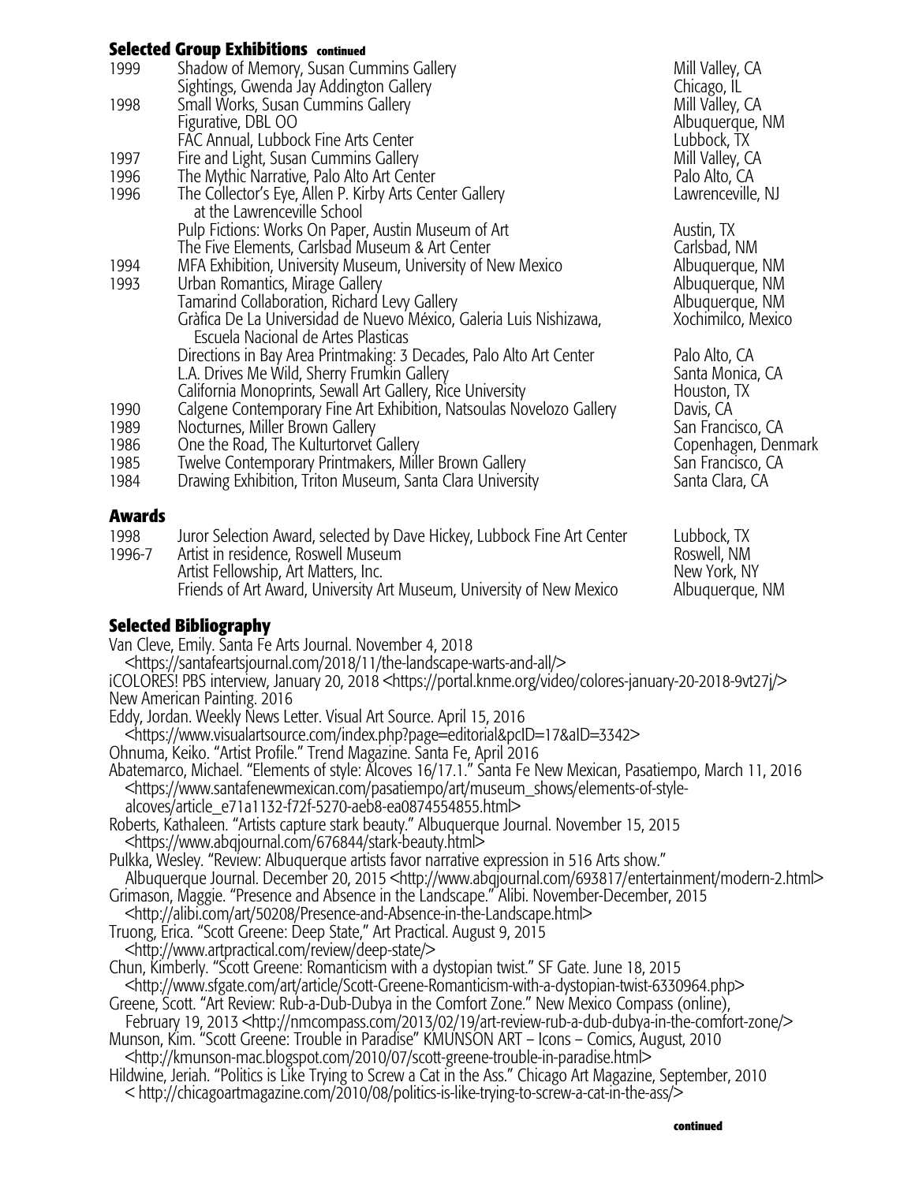## Selected Group Exhibitions continued

| | | |
|---|---|---|
| 1999 | Shadow of Memory, Susan Cummins Gallery | Mill Valley, CA |
| | Sightings, Gwenda Jay Addington Gallery | Chicago, IL |
| 1998 | Small Works, Susan Cummins Gallery | Mill Valley, CA |
| | Figurative, DBL OO | Albuquerque, NM |
| | FAC Annual, Lubbock Fine Arts Center | Lubbock, TX |
| 1997 | Fire and Light, Susan Cummins Gallery | Mill Valley, CA |
| 1996 | The Mythic Narrative, Palo Alto Art Center | Palo Alto, CA |
| 1996 | The Collector's Eye, Allen P. Kirby Arts Center Gallery at the Lawrenceville School | Lawrenceville, NJ |
| | Pulp Fictions: Works On Paper, Austin Museum of Art | Austin, TX |
| | The Five Elements, Carlsbad Museum & Art Center | Carlsbad, NM |
| 1994 | MFA Exhibition, University Museum, University of New Mexico | Albuquerque, NM |
| 1993 | Urban Romantics, Mirage Gallery | Albuquerque, NM |
| | Tamarind Collaboration, Richard Levy Gallery | Albuquerque, NM |
| | Gràfica De La Universidad de Nuevo México, Galeria Luis Nishizawa, Escuela Nacional de Artes Plasticas | Xochimilco, Mexico |
| | Directions in Bay Area Printmaking: 3 Decades, Palo Alto Art Center | Palo Alto, CA |
| | L.A. Drives Me Wild, Sherry Frumkin Gallery | Santa Monica, CA |
| | California Monoprints, Sewall Art Gallery, Rice University | Houston, TX |
| 1990 | Calgene Contemporary Fine Art Exhibition, Natsoulas Novelozo Gallery | Davis, CA |
| 1989 | Nocturnes, Miller Brown Gallery | San Francisco, CA |
| 1986 | One the Road, The Kulturtorvet Gallery | Copenhagen, Denmark |
| 1985 | Twelve Contemporary Printmakers, Miller Brown Gallery | San Francisco, CA |
| 1984 | Drawing Exhibition, Triton Museum, Santa Clara University | Santa Clara, CA |

## Awards

| | | |
|---|---|---|
| 1998 | Juror Selection Award, selected by Dave Hickey, Lubbock Fine Art Center | Lubbock, TX |
| 1996-7 | Artist in residence, Roswell Museum | Roswell, NM |
| | Artist Fellowship, Art Matters, Inc. | New York, NY |
| | Friends of Art Award, University Art Museum, University of New Mexico | Albuquerque, NM |

## Selected Bibliography

Van Cleve, Emily. Santa Fe Arts Journal. November 4, 2018
<https://santafeartsjournal.com/2018/11/the-landscape-warts-and-all/>

¡COLORES! PBS interview, January 20, 2018 <https://portal.knme.org/video/colores-january-20-2018-9vt27j/>

New American Painting. 2016

Eddy, Jordan. Weekly News Letter. Visual Art Source. April 15, 2016
<https://www.visualartsource.com/index.php?page=editorial&pcID=17&aID=3342>

Ohnuma, Keiko. "Artist Profile." Trend Magazine. Santa Fe, April 2016

Abatemarco, Michael. "Elements of style: Alcoves 16/17.1." Santa Fe New Mexican, Pasatiempo, March 11, 2016
<https://www.santafenewmexican.com/pasatiempo/art/museum_shows/elements-of-style-alcoves/article_e71a1132-f72f-5270-aeb8-ea0874554855.html>

Roberts, Kathaleen. "Artists capture stark beauty." Albuquerque Journal. November 15, 2015
<https://www.abqjournal.com/676844/stark-beauty.html>

Pulkka, Wesley. "Review: Albuquerque artists favor narrative expression in 516 Arts show."
Albuquerque Journal. December 20, 2015 <http://www.abqjournal.com/693817/entertainment/modern-2.html>

Grimason, Maggie. "Presence and Absence in the Landscape." Alibi. November-December, 2015
<http://alibi.com/art/50208/Presence-and-Absence-in-the-Landscape.html>

Truong, Erica. "Scott Greene: Deep State," Art Practical. August 9, 2015
<http://www.artpractical.com/review/deep-state/>

Chun, Kimberly. "Scott Greene: Romanticism with a dystopian twist." SF Gate. June 18, 2015
<http://www.sfgate.com/art/article/Scott-Greene-Romanticism-with-a-dystopian-twist-6330964.php>

Greene, Scott. "Art Review: Rub-a-Dub-Dubya in the Comfort Zone." New Mexico Compass (online),
February 19, 2013 <http://nmcompass.com/2013/02/19/art-review-rub-a-dub-dubya-in-the-comfort-zone/>

Munson, Kim. "Scott Greene: Trouble in Paradise" KMUNSON ART – Icons – Comics, August, 2010
<http://kmunson-mac.blogspot.com/2010/07/scott-greene-trouble-in-paradise.html>

Hildwine, Jeriah. "Politics is Like Trying to Screw a Cat in the Ass." Chicago Art Magazine, September, 2010
< http://chicagoartmagazine.com/2010/08/politics-is-like-trying-to-screw-a-cat-in-the-ass/>

continued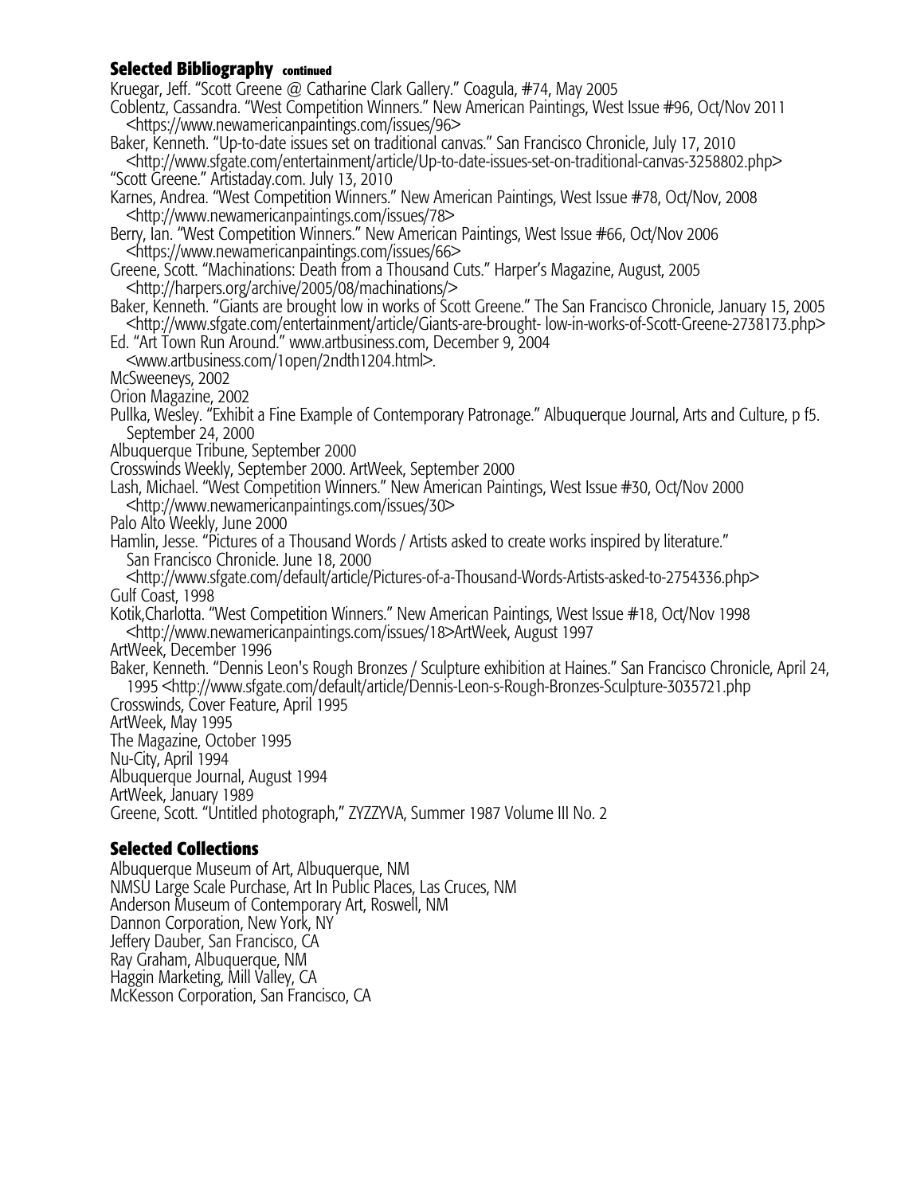## Selected Bibliography continued

Kruegar, Jeff. "Scott Greene @ Catharine Clark Gallery." Coagula, #74, May 2005

Coblentz, Cassandra. "West Competition Winners." New American Paintings, West Issue #96, Oct/Nov 2011 <https://www.newamericanpaintings.com/issues/96>

Baker, Kenneth. "Up-to-date issues set on traditional canvas." San Francisco Chronicle, July 17, 2010 <http://www.sfgate.com/entertainment/article/Up-to-date-issues-set-on-traditional-canvas-3258802.php>

"Scott Greene." Artistaday.com. July 13, 2010

Karnes, Andrea. "West Competition Winners." New American Paintings, West Issue #78, Oct/Nov, 2008 <http://www.newamericanpaintings.com/issues/78>

Berry, Ian. "West Competition Winners." New American Paintings, West Issue #66, Oct/Nov 2006 <https://www.newamericanpaintings.com/issues/66>

Greene, Scott. "Machinations: Death from a Thousand Cuts." Harper's Magazine, August, 2005 <http://harpers.org/archive/2005/08/machinations/>

Baker, Kenneth. "Giants are brought low in works of Scott Greene." The San Francisco Chronicle, January 15, 2005 <http://www.sfgate.com/entertainment/article/Giants-are-brought- low-in-works-of-Scott-Greene-2738173.php>

Ed. "Art Town Run Around." www.artbusiness.com, December 9, 2004 <www.artbusiness.com/1open/2ndth1204.html>.

McSweeneys, 2002

Orion Magazine, 2002

Pullka, Wesley. "Exhibit a Fine Example of Contemporary Patronage." Albuquerque Journal, Arts and Culture, p f5. September 24, 2000

Albuquerque Tribune, September 2000

Crosswinds Weekly, September 2000. ArtWeek, September 2000

Lash, Michael. "West Competition Winners." New American Paintings, West Issue #30, Oct/Nov 2000 <http://www.newamericanpaintings.com/issues/30>

Palo Alto Weekly, June 2000

Hamlin, Jesse. "Pictures of a Thousand Words / Artists asked to create works inspired by literature." San Francisco Chronicle. June 18, 2000 <http://www.sfgate.com/default/article/Pictures-of-a-Thousand-Words-Artists-asked-to-2754336.php>

Gulf Coast, 1998

Kotik,Charlotta. "West Competition Winners." New American Paintings, West Issue #18, Oct/Nov 1998 <http://www.newamericanpaintings.com/issues/18>ArtWeek, August 1997

ArtWeek, December 1996

Baker, Kenneth. "Dennis Leon's Rough Bronzes / Sculpture exhibition at Haines." San Francisco Chronicle, April 24, 1995 <http://www.sfgate.com/default/article/Dennis-Leon-s-Rough-Bronzes-Sculpture-3035721.php

Crosswinds, Cover Feature, April 1995

ArtWeek, May 1995

The Magazine, October 1995

Nu-City, April 1994

Albuquerque Journal, August 1994

ArtWeek, January 1989

Greene, Scott. "Untitled photograph," ZYZZYVA, Summer 1987 Volume III No. 2

## Selected Collections

Albuquerque Museum of Art, Albuquerque, NM
NMSU Large Scale Purchase, Art In Public Places, Las Cruces, NM
Anderson Museum of Contemporary Art, Roswell, NM
Dannon Corporation, New York, NY
Jeffery Dauber, San Francisco, CA
Ray Graham, Albuquerque, NM
Haggin Marketing, Mill Valley, CA
McKesson Corporation, San Francisco, CA